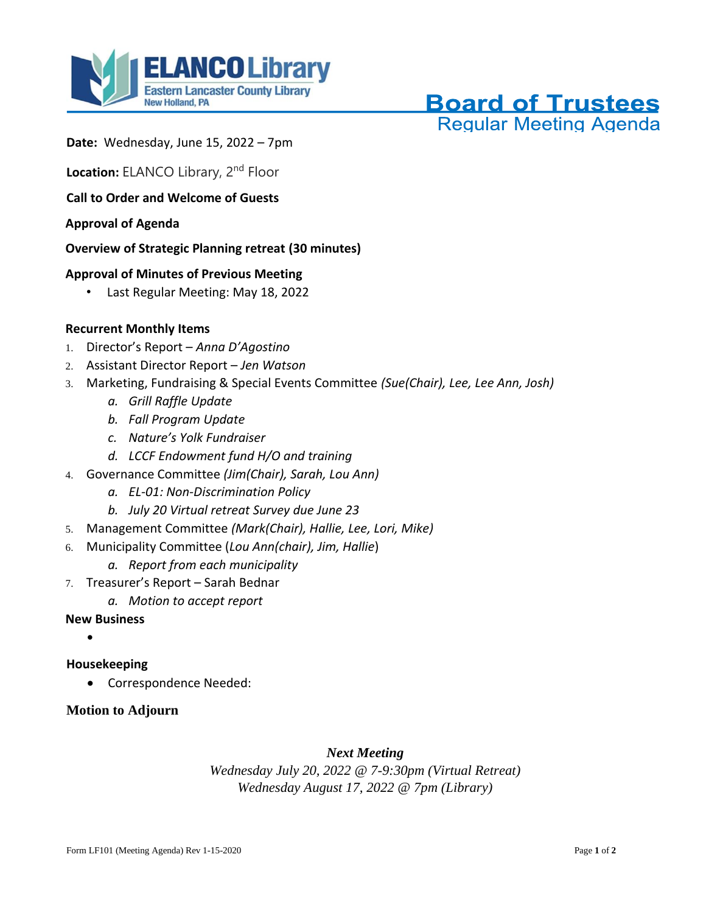**ELANCO Library**
Eastern Lancaster County Library
New Holland, PA

# Board of Trustees
## Regular Meeting Agenda

**Date:** Wednesday, June 15, 2022 – 7pm

**Location:** ELANCO Library, 2nd Floor

**Call to Order and Welcome of Guests**

**Approval of Agenda**

**Overview of Strategic Planning retreat (30 minutes)**

**Approval of Minutes of Previous Meeting**

- Last Regular Meeting: May 18, 2022

**Recurrent Monthly Items**

1. Director's Report – *Anna D'Agostino*
2. Assistant Director Report – *Jen Watson*
3. Marketing, Fundraising & Special Events Committee *(Sue(Chair), Lee, Lee Ann, Josh)*
    a. *Grill Raffle Update*
    b. *Fall Program Update*
    c. *Nature's Yolk Fundraiser*
    d. *LCCF Endowment fund H/O and training*
4. Governance Committee *(Jim(Chair), Sarah, Lou Ann)*
    a. *EL-01: Non-Discrimination Policy*
    b. *July 20 Virtual retreat Survey due June 23*
5. Management Committee *(Mark(Chair), Hallie, Lee, Lori, Mike)*
6. Municipality Committee (*Lou Ann(chair), Jim, Hallie*)
    a. *Report from each municipality*
7. Treasurer's Report – Sarah Bednar
    a. *Motion to accept report*

**New Business**

- 

**Housekeeping**

- Correspondence Needed:

**Motion to Adjourn**

***Next Meeting***
*Wednesday July 20, 2022 @ 7-9:30pm (Virtual Retreat)*
*Wednesday August 17, 2022 @ 7pm (Library)*

Form LF101 (Meeting Agenda) Rev 1-15-2020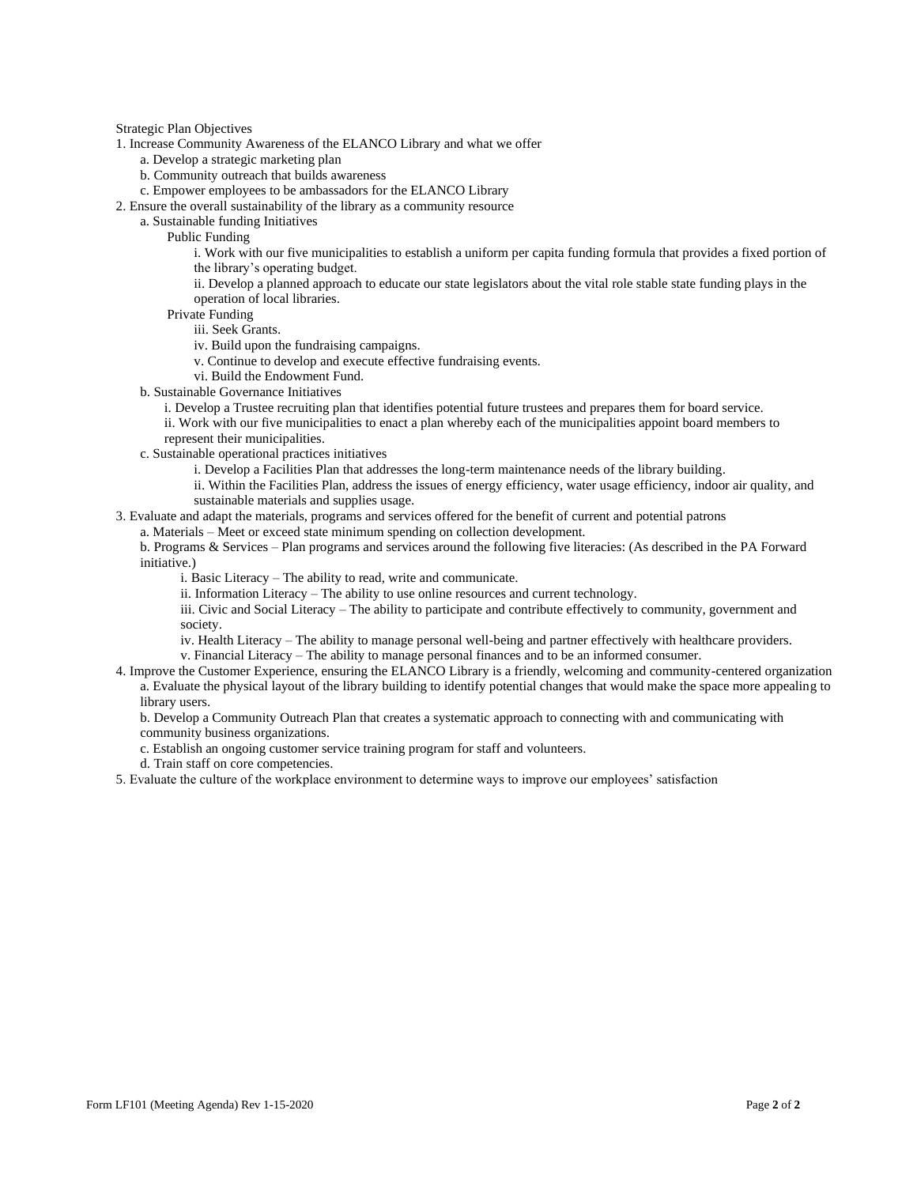Strategic Plan Objectives

1. Increase Community Awareness of the ELANCO Library and what we offer
   a. Develop a strategic marketing plan
   b. Community outreach that builds awareness
   c. Empower employees to be ambassadors for the ELANCO Library
2. Ensure the overall sustainability of the library as a community resource
   a. Sustainable funding Initiatives
      Public Funding
         i. Work with our five municipalities to establish a uniform per capita funding formula that provides a fixed portion of the library's operating budget.
         ii. Develop a planned approach to educate our state legislators about the vital role stable state funding plays in the operation of local libraries.
      Private Funding
         iii. Seek Grants.
         iv. Build upon the fundraising campaigns.
         v. Continue to develop and execute effective fundraising events.
         vi. Build the Endowment Fund.
   b. Sustainable Governance Initiatives
      i. Develop a Trustee recruiting plan that identifies potential future trustees and prepares them for board service.
      ii. Work with our five municipalities to enact a plan whereby each of the municipalities appoint board members to represent their municipalities.
   c. Sustainable operational practices initiatives
      i. Develop a Facilities Plan that addresses the long-term maintenance needs of the library building.
      ii. Within the Facilities Plan, address the issues of energy efficiency, water usage efficiency, indoor air quality, and sustainable materials and supplies usage.
3. Evaluate and adapt the materials, programs and services offered for the benefit of current and potential patrons
   a. Materials – Meet or exceed state minimum spending on collection development.
   b. Programs & Services – Plan programs and services around the following five literacies: (As described in the PA Forward initiative.)
      i. Basic Literacy – The ability to read, write and communicate.
      ii. Information Literacy – The ability to use online resources and current technology.
      iii. Civic and Social Literacy – The ability to participate and contribute effectively to community, government and society.
      iv. Health Literacy – The ability to manage personal well-being and partner effectively with healthcare providers.
      v. Financial Literacy – The ability to manage personal finances and to be an informed consumer.
4. Improve the Customer Experience, ensuring the ELANCO Library is a friendly, welcoming and community-centered organization
   a. Evaluate the physical layout of the library building to identify potential changes that would make the space more appealing to library users.
   b. Develop a Community Outreach Plan that creates a systematic approach to connecting with and communicating with community business organizations.
   c. Establish an ongoing customer service training program for staff and volunteers.
   d. Train staff on core competencies.
5. Evaluate the culture of the workplace environment to determine ways to improve our employees' satisfaction

Form LF101 (Meeting Agenda) Rev 1-15-2020